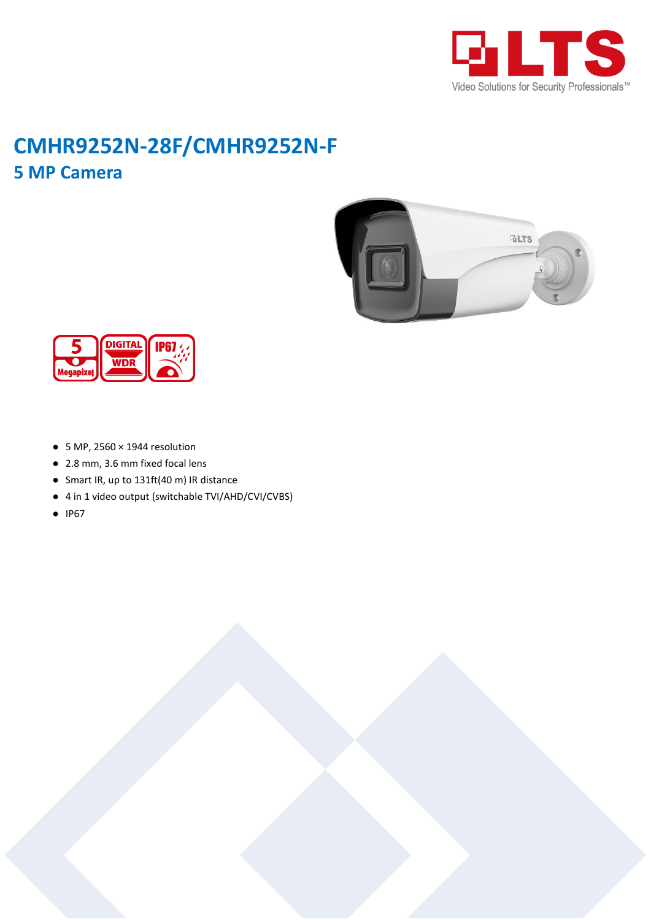# CMHR9252N-28F/CMHR9252N-F

## 5 MP Camera

- 5 MP, 2560 × 1944 resolution
- 2.8 mm, 3.6 mm fixed focal lens
- Smart IR, up to 131ft(40 m) IR distance
- 4 in 1 video output (switchable TVI/AHD/CVI/CVBS)
- IP67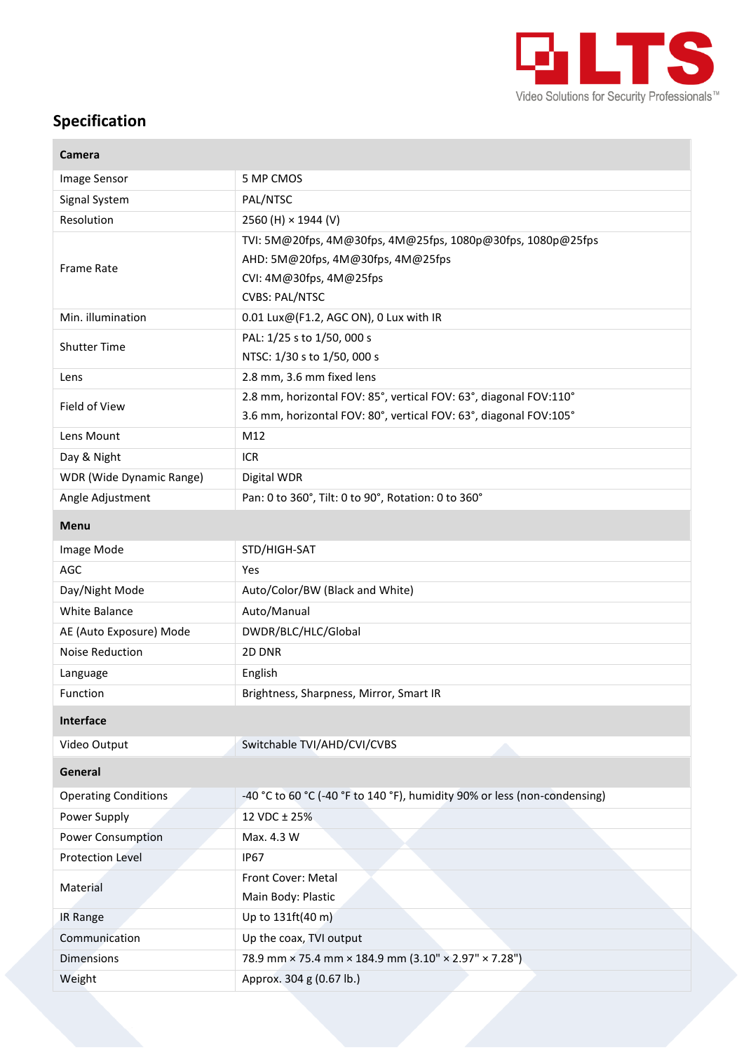## Specification

| **Camera** | |
|---|---|
| Image Sensor | 5 MP CMOS |
| Signal System | PAL/NTSC |
| Resolution | 2560 (H) × 1944 (V) |
| Frame Rate | TVI: 5M@20fps, 4M@30fps, 4M@25fps, 1080p@30fps, 1080p@25fps<br>AHD: 5M@20fps, 4M@30fps, 4M@25fps<br>CVI: 4M@30fps, 4M@25fps<br>CVBS: PAL/NTSC |
| Min. illumination | 0.01 Lux@(F1.2, AGC ON), 0 Lux with IR |
| Shutter Time | PAL: 1/25 s to 1/50, 000 s<br>NTSC: 1/30 s to 1/50, 000 s |
| Lens | 2.8 mm, 3.6 mm fixed lens |
| Field of View | 2.8 mm, horizontal FOV: 85°, vertical FOV: 63°, diagonal FOV:110°<br>3.6 mm, horizontal FOV: 80°, vertical FOV: 63°, diagonal FOV:105° |
| Lens Mount | M12 |
| Day & Night | ICR |
| WDR (Wide Dynamic Range) | Digital WDR |
| Angle Adjustment | Pan: 0 to 360°, Tilt: 0 to 90°, Rotation: 0 to 360° |
| **Menu** | |
| Image Mode | STD/HIGH-SAT |
| AGC | Yes |
| Day/Night Mode | Auto/Color/BW (Black and White) |
| White Balance | Auto/Manual |
| AE (Auto Exposure) Mode | DWDR/BLC/HLC/Global |
| Noise Reduction | 2D DNR |
| Language | English |
| Function | Brightness, Sharpness, Mirror, Smart IR |
| **Interface** | |
| Video Output | Switchable TVI/AHD/CVI/CVBS |
| **General** | |
| Operating Conditions | -40 °C to 60 °C (-40 °F to 140 °F), humidity 90% or less (non-condensing) |
| Power Supply | 12 VDC ± 25% |
| Power Consumption | Max. 4.3 W |
| Protection Level | IP67 |
| Material | Front Cover: Metal<br>Main Body: Plastic |
| IR Range | Up to 131ft(40 m) |
| Communication | Up the coax, TVI output |
| Dimensions | 78.9 mm × 75.4 mm × 184.9 mm (3.10" × 2.97" × 7.28") |
| Weight | Approx. 304 g (0.67 lb.) |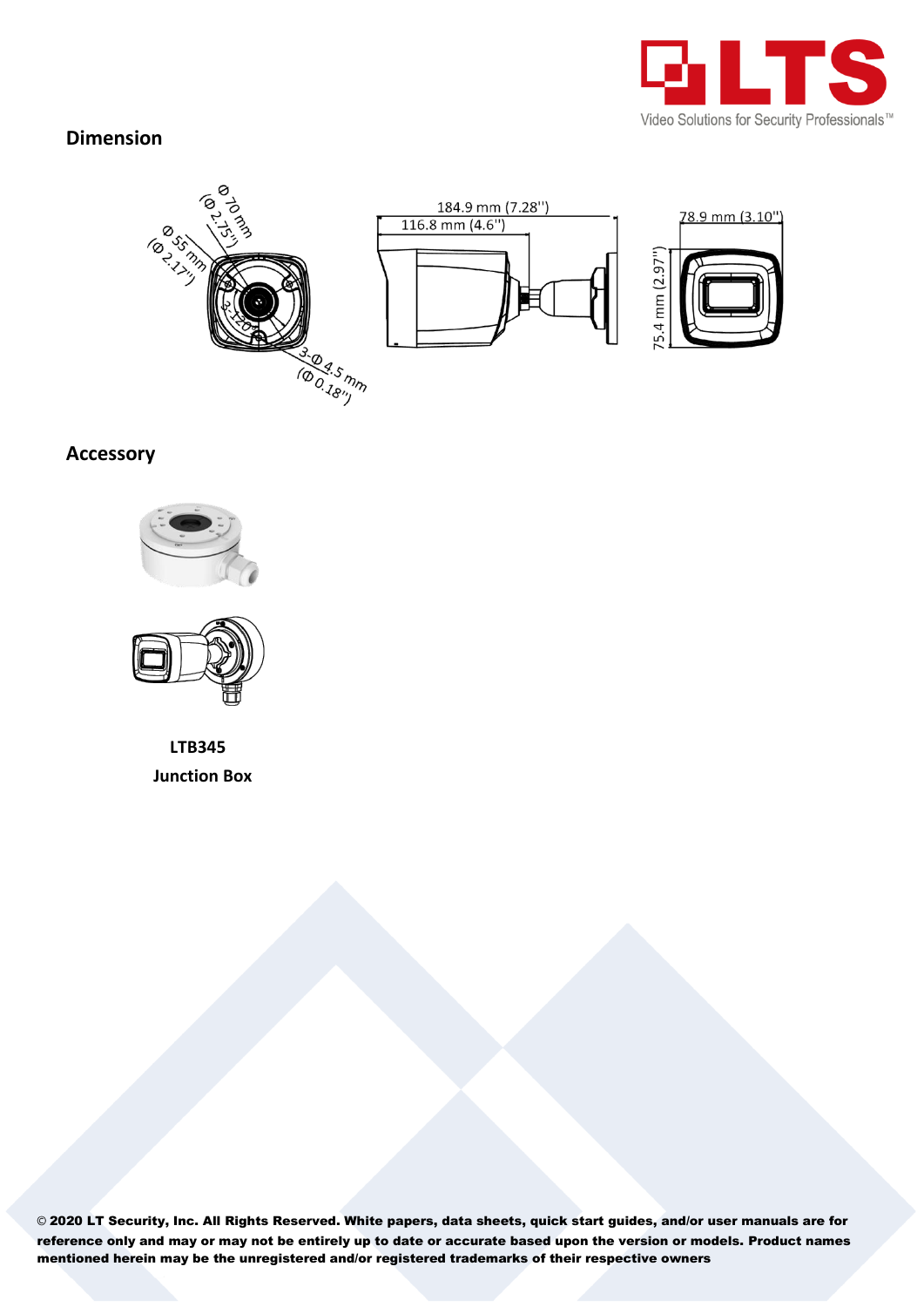## Dimension

Φ 70 mm
(Φ 2.75")
Φ 55 mm
(Φ 2.17")
3-120°
3-Φ 4.5 mm
(Φ 0.18")

184.9 mm (7.28")
116.8 mm (4.6")

78.9 mm (3.10")
75.4 mm (2.97")

## Accessory

**LTB345**

**Junction Box**

**© 2020 LT Security, Inc. All Rights Reserved. White papers, data sheets, quick start guides, and/or user manuals are for reference only and may or may not be entirely up to date or accurate based upon the version or models. Product names mentioned herein may be the unregistered and/or registered trademarks of their respective owners**